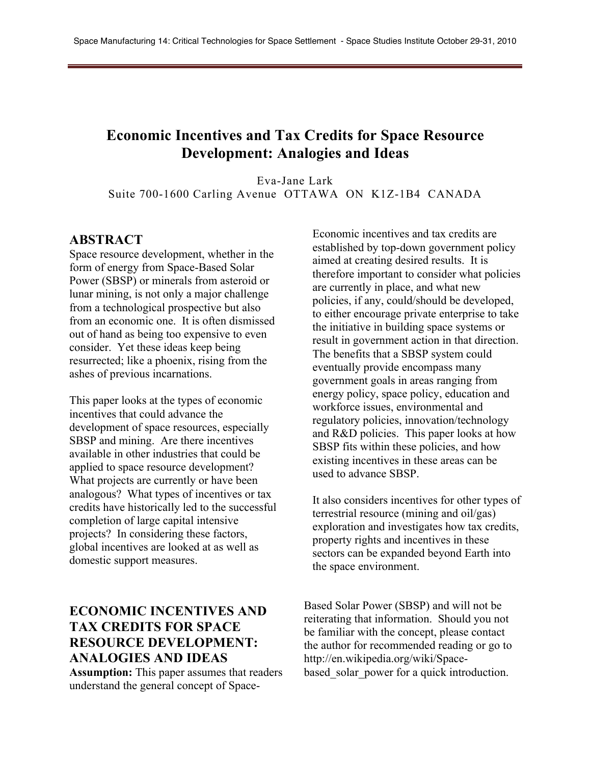# Economic Incentives and Tax Credits for Space Resource Development: Analogies and Ideas

Eva-Jane Lark
Suite 700-1600 Carling Avenue OTTAWA ON K1Z-1B4 CANADA

## ABSTRACT

Space resource development, whether in the form of energy from Space-Based Solar Power (SBSP) or minerals from asteroid or lunar mining, is not only a major challenge from a technological prospective but also from an economic one. It is often dismissed out of hand as being too expensive to even consider. Yet these ideas keep being resurrected; like a phoenix, rising from the ashes of previous incarnations.

This paper looks at the types of economic incentives that could advance the development of space resources, especially SBSP and mining. Are there incentives available in other industries that could be applied to space resource development? What projects are currently or have been analogous? What types of incentives or tax credits have historically led to the successful completion of large capital intensive projects? In considering these factors, global incentives are looked at as well as domestic support measures.

Economic incentives and tax credits are established by top-down government policy aimed at creating desired results. It is therefore important to consider what policies are currently in place, and what new policies, if any, could/should be developed, to either encourage private enterprise to take the initiative in building space systems or result in government action in that direction. The benefits that a SBSP system could eventually provide encompass many government goals in areas ranging from energy policy, space policy, education and workforce issues, environmental and regulatory policies, innovation/technology and R&D policies. This paper looks at how SBSP fits within these policies, and how existing incentives in these areas can be used to advance SBSP.

It also considers incentives for other types of terrestrial resource (mining and oil/gas) exploration and investigates how tax credits, property rights and incentives in these sectors can be expanded beyond Earth into the space environment.

## ECONOMIC INCENTIVES AND TAX CREDITS FOR SPACE RESOURCE DEVELOPMENT: ANALOGIES AND IDEAS

**Assumption:** This paper assumes that readers understand the general concept of Space-Based Solar Power (SBSP) and will not be reiterating that information. Should you not be familiar with the concept, please contact the author for recommended reading or go to http://en.wikipedia.org/wiki/Space-based_solar_power for a quick introduction.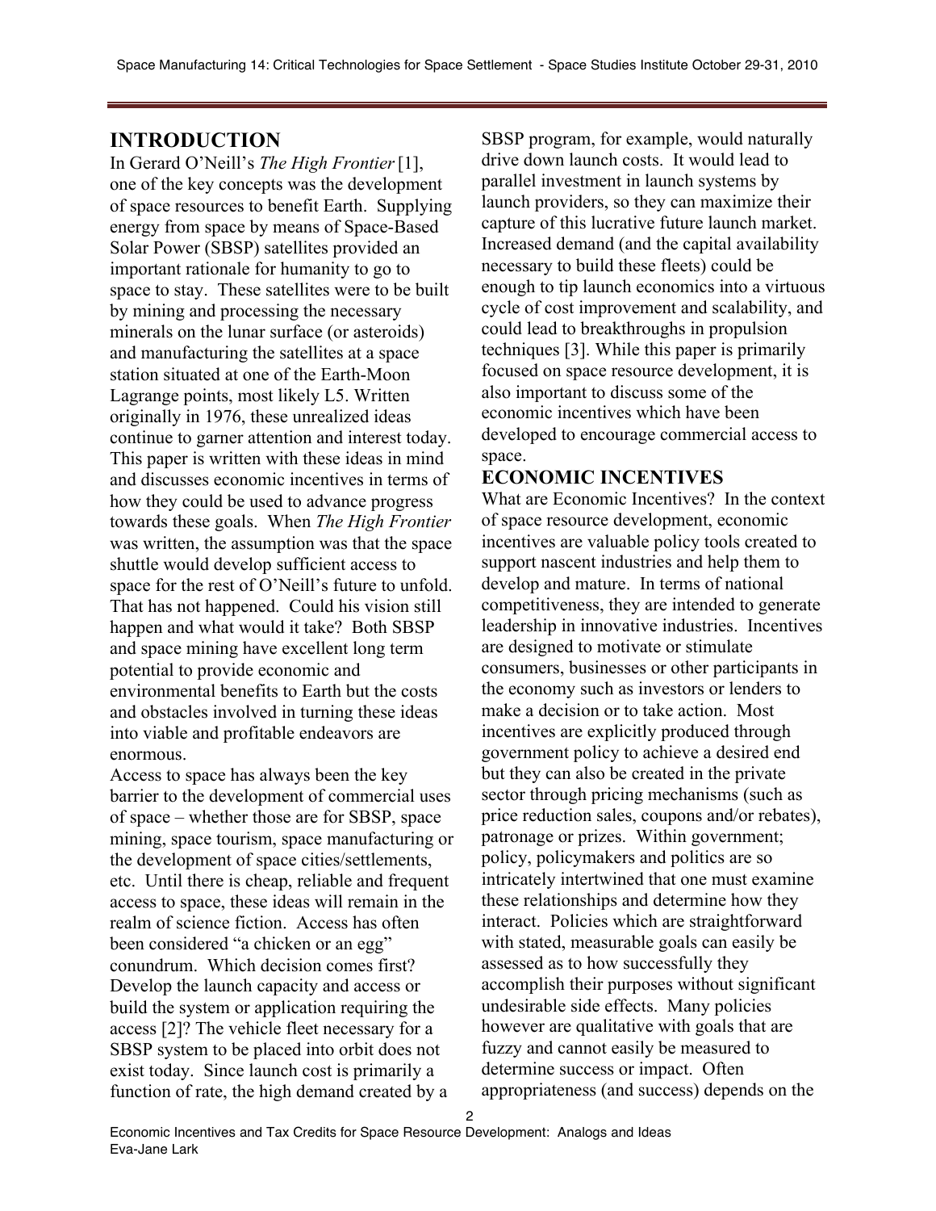## INTRODUCTION

In Gerard O'Neill's *The High Frontier* [1], one of the key concepts was the development of space resources to benefit Earth. Supplying energy from space by means of Space-Based Solar Power (SBSP) satellites provided an important rationale for humanity to go to space to stay. These satellites were to be built by mining and processing the necessary minerals on the lunar surface (or asteroids) and manufacturing the satellites at a space station situated at one of the Earth-Moon Lagrange points, most likely L5. Written originally in 1976, these unrealized ideas continue to garner attention and interest today. This paper is written with these ideas in mind and discusses economic incentives in terms of how they could be used to advance progress towards these goals. When *The High Frontier* was written, the assumption was that the space shuttle would develop sufficient access to space for the rest of O'Neill's future to unfold. That has not happened. Could his vision still happen and what would it take? Both SBSP and space mining have excellent long term potential to provide economic and environmental benefits to Earth but the costs and obstacles involved in turning these ideas into viable and profitable endeavors are enormous.

Access to space has always been the key barrier to the development of commercial uses of space – whether those are for SBSP, space mining, space tourism, space manufacturing or the development of space cities/settlements, etc. Until there is cheap, reliable and frequent access to space, these ideas will remain in the realm of science fiction. Access has often been considered "a chicken or an egg" conundrum. Which decision comes first? Develop the launch capacity and access or build the system or application requiring the access [2]? The vehicle fleet necessary for a SBSP system to be placed into orbit does not exist today. Since launch cost is primarily a function of rate, the high demand created by a SBSP program, for example, would naturally drive down launch costs. It would lead to parallel investment in launch systems by launch providers, so they can maximize their capture of this lucrative future launch market. Increased demand (and the capital availability necessary to build these fleets) could be enough to tip launch economics into a virtuous cycle of cost improvement and scalability, and could lead to breakthroughs in propulsion techniques [3]. While this paper is primarily focused on space resource development, it is also important to discuss some of the economic incentives which have been developed to encourage commercial access to space.

## ECONOMIC INCENTIVES

What are Economic Incentives? In the context of space resource development, economic incentives are valuable policy tools created to support nascent industries and help them to develop and mature. In terms of national competitiveness, they are intended to generate leadership in innovative industries. Incentives are designed to motivate or stimulate consumers, businesses or other participants in the economy such as investors or lenders to make a decision or to take action. Most incentives are explicitly produced through government policy to achieve a desired end but they can also be created in the private sector through pricing mechanisms (such as price reduction sales, coupons and/or rebates), patronage or prizes. Within government; policy, policymakers and politics are so intricately intertwined that one must examine these relationships and determine how they interact. Policies which are straightforward with stated, measurable goals can easily be assessed as to how successfully they accomplish their purposes without significant undesirable side effects. Many policies however are qualitative with goals that are fuzzy and cannot easily be measured to determine success or impact. Often appropriateness (and success) depends on the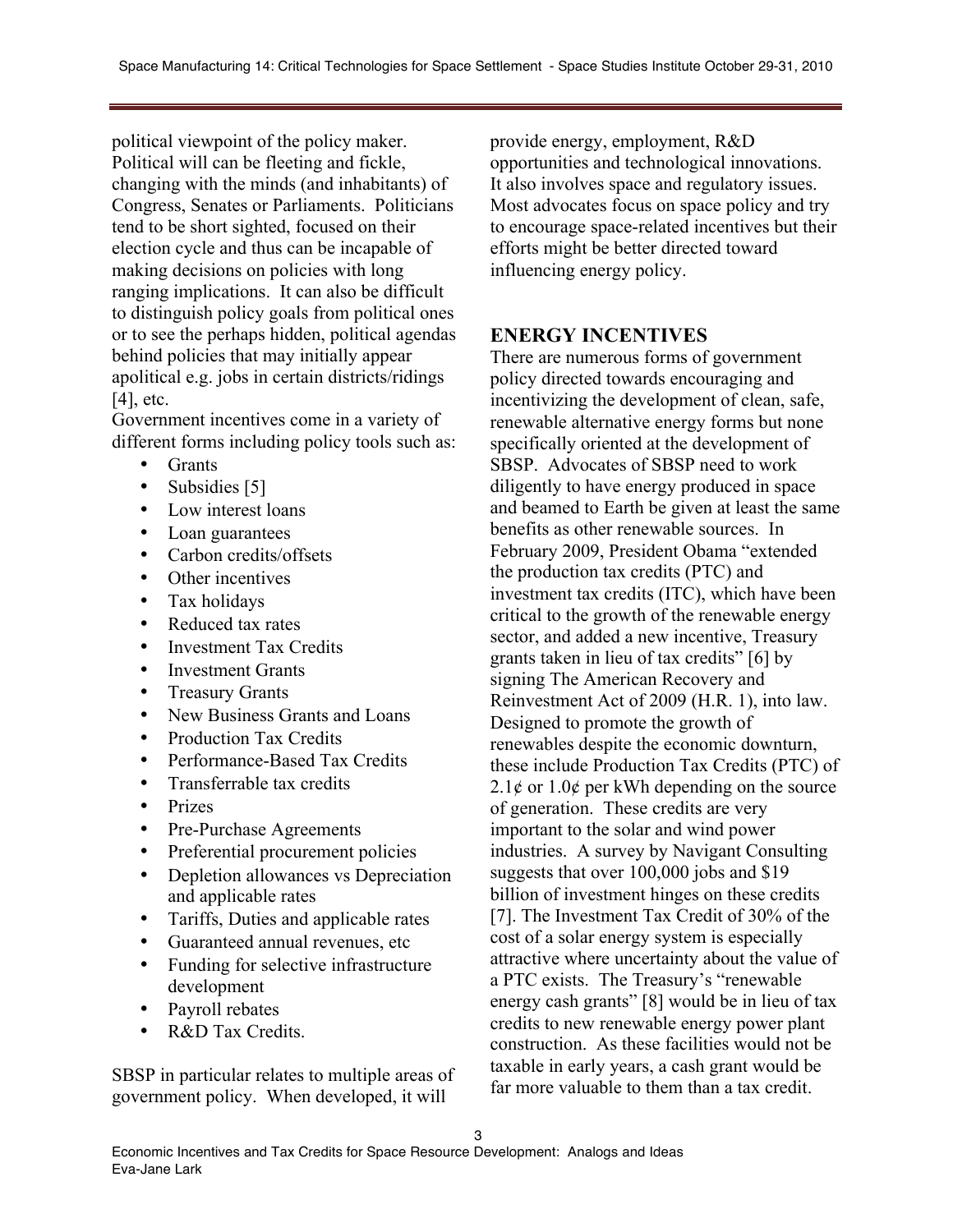political viewpoint of the policy maker. Political will can be fleeting and fickle, changing with the minds (and inhabitants) of Congress, Senates or Parliaments. Politicians tend to be short sighted, focused on their election cycle and thus can be incapable of making decisions on policies with long ranging implications. It can also be difficult to distinguish policy goals from political ones or to see the perhaps hidden, political agendas behind policies that may initially appear apolitical e.g. jobs in certain districts/ridings [4], etc.

Government incentives come in a variety of different forms including policy tools such as:

- Grants
- Subsidies [5]
- Low interest loans
- Loan guarantees
- Carbon credits/offsets
- Other incentives
- Tax holidays
- Reduced tax rates
- Investment Tax Credits
- Investment Grants
- Treasury Grants
- New Business Grants and Loans
- Production Tax Credits
- Performance-Based Tax Credits
- Transferrable tax credits
- Prizes
- Pre-Purchase Agreements
- Preferential procurement policies
- Depletion allowances vs Depreciation and applicable rates
- Tariffs, Duties and applicable rates
- Guaranteed annual revenues, etc
- Funding for selective infrastructure development
- Payroll rebates
- R&D Tax Credits.

SBSP in particular relates to multiple areas of government policy. When developed, it will provide energy, employment, R&D opportunities and technological innovations. It also involves space and regulatory issues. Most advocates focus on space policy and try to encourage space-related incentives but their efforts might be better directed toward influencing energy policy.

## ENERGY INCENTIVES

There are numerous forms of government policy directed towards encouraging and incentivizing the development of clean, safe, renewable alternative energy forms but none specifically oriented at the development of SBSP. Advocates of SBSP need to work diligently to have energy produced in space and beamed to Earth be given at least the same benefits as other renewable sources. In February 2009, President Obama "extended the production tax credits (PTC) and investment tax credits (ITC), which have been critical to the growth of the renewable energy sector, and added a new incentive, Treasury grants taken in lieu of tax credits" [6] by signing The American Recovery and Reinvestment Act of 2009 (H.R. 1), into law. Designed to promote the growth of renewables despite the economic downturn, these include Production Tax Credits (PTC) of 2.1¢ or 1.0¢ per kWh depending on the source of generation. These credits are very important to the solar and wind power industries. A survey by Navigant Consulting suggests that over 100,000 jobs and $19 billion of investment hinges on these credits [7]. The Investment Tax Credit of 30% of the cost of a solar energy system is especially attractive where uncertainty about the value of a PTC exists. The Treasury's "renewable energy cash grants" [8] would be in lieu of tax credits to new renewable energy power plant construction. As these facilities would not be taxable in early years, a cash grant would be far more valuable to them than a tax credit.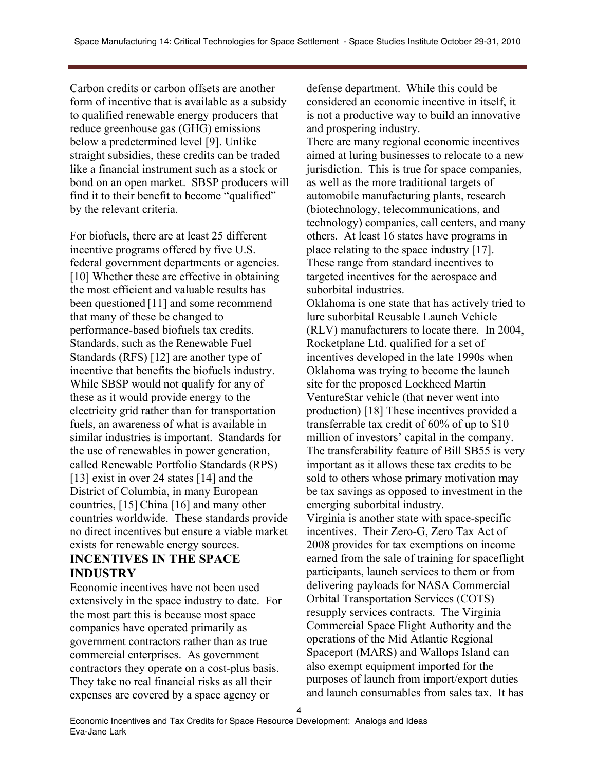Carbon credits or carbon offsets are another form of incentive that is available as a subsidy to qualified renewable energy producers that reduce greenhouse gas (GHG) emissions below a predetermined level [9]. Unlike straight subsidies, these credits can be traded like a financial instrument such as a stock or bond on an open market. SBSP producers will find it to their benefit to become "qualified" by the relevant criteria.

For biofuels, there are at least 25 different incentive programs offered by five U.S. federal government departments or agencies. [10] Whether these are effective in obtaining the most efficient and valuable results has been questioned [11] and some recommend that many of these be changed to performance-based biofuels tax credits. Standards, such as the Renewable Fuel Standards (RFS) [12] are another type of incentive that benefits the biofuels industry. While SBSP would not qualify for any of these as it would provide energy to the electricity grid rather than for transportation fuels, an awareness of what is available in similar industries is important. Standards for the use of renewables in power generation, called Renewable Portfolio Standards (RPS) [13] exist in over 24 states [14] and the District of Columbia, in many European countries, [15] China [16] and many other countries worldwide. These standards provide no direct incentives but ensure a viable market exists for renewable energy sources.

## INCENTIVES IN THE SPACE INDUSTRY

Economic incentives have not been used extensively in the space industry to date. For the most part this is because most space companies have operated primarily as government contractors rather than as true commercial enterprises. As government contractors they operate on a cost-plus basis. They take no real financial risks as all their expenses are covered by a space agency or defense department. While this could be considered an economic incentive in itself, it is not a productive way to build an innovative and prospering industry.

There are many regional economic incentives aimed at luring businesses to relocate to a new jurisdiction. This is true for space companies, as well as the more traditional targets of automobile manufacturing plants, research (biotechnology, telecommunications, and technology) companies, call centers, and many others. At least 16 states have programs in place relating to the space industry [17]. These range from standard incentives to targeted incentives for the aerospace and suborbital industries.

Oklahoma is one state that has actively tried to lure suborbital Reusable Launch Vehicle (RLV) manufacturers to locate there. In 2004, Rocketplane Ltd. qualified for a set of incentives developed in the late 1990s when Oklahoma was trying to become the launch site for the proposed Lockheed Martin VentureStar vehicle (that never went into production) [18] These incentives provided a transferrable tax credit of 60% of up to $10 million of investors' capital in the company. The transferability feature of Bill SB55 is very important as it allows these tax credits to be sold to others whose primary motivation may be tax savings as opposed to investment in the emerging suborbital industry.

Virginia is another state with space-specific incentives. Their Zero-G, Zero Tax Act of 2008 provides for tax exemptions on income earned from the sale of training for spaceflight participants, launch services to them or from delivering payloads for NASA Commercial Orbital Transportation Services (COTS) resupply services contracts. The Virginia Commercial Space Flight Authority and the operations of the Mid Atlantic Regional Spaceport (MARS) and Wallops Island can also exempt equipment imported for the purposes of launch from import/export duties and launch consumables from sales tax. It has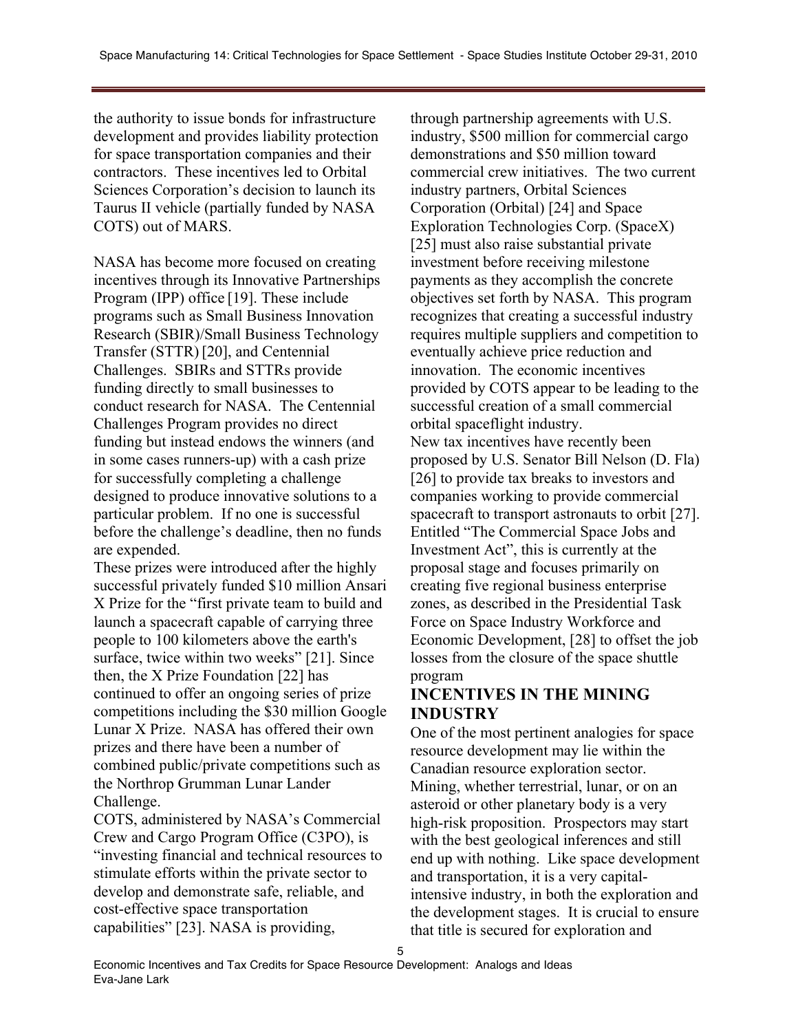the authority to issue bonds for infrastructure development and provides liability protection for space transportation companies and their contractors. These incentives led to Orbital Sciences Corporation's decision to launch its Taurus II vehicle (partially funded by NASA COTS) out of MARS.

NASA has become more focused on creating incentives through its Innovative Partnerships Program (IPP) office [19]. These include programs such as Small Business Innovation Research (SBIR)/Small Business Technology Transfer (STTR) [20], and Centennial Challenges. SBIRs and STTRs provide funding directly to small businesses to conduct research for NASA. The Centennial Challenges Program provides no direct funding but instead endows the winners (and in some cases runners-up) with a cash prize for successfully completing a challenge designed to produce innovative solutions to a particular problem. If no one is successful before the challenge's deadline, then no funds are expended.

These prizes were introduced after the highly successful privately funded $10 million Ansari X Prize for the "first private team to build and launch a spacecraft capable of carrying three people to 100 kilometers above the earth's surface, twice within two weeks" [21]. Since then, the X Prize Foundation [22] has continued to offer an ongoing series of prize competitions including the $30 million Google Lunar X Prize. NASA has offered their own prizes and there have been a number of combined public/private competitions such as the Northrop Grumman Lunar Lander Challenge.

COTS, administered by NASA's Commercial Crew and Cargo Program Office (C3PO), is "investing financial and technical resources to stimulate efforts within the private sector to develop and demonstrate safe, reliable, and cost-effective space transportation capabilities" [23]. NASA is providing, through partnership agreements with U.S. industry, $500 million for commercial cargo demonstrations and $50 million toward commercial crew initiatives. The two current industry partners, Orbital Sciences Corporation (Orbital) [24] and Space Exploration Technologies Corp. (SpaceX) [25] must also raise substantial private investment before receiving milestone payments as they accomplish the concrete objectives set forth by NASA. This program recognizes that creating a successful industry requires multiple suppliers and competition to eventually achieve price reduction and innovation. The economic incentives provided by COTS appear to be leading to the successful creation of a small commercial orbital spaceflight industry.

New tax incentives have recently been proposed by U.S. Senator Bill Nelson (D. Fla) [26] to provide tax breaks to investors and companies working to provide commercial spacecraft to transport astronauts to orbit [27]. Entitled "The Commercial Space Jobs and Investment Act", this is currently at the proposal stage and focuses primarily on creating five regional business enterprise zones, as described in the Presidential Task Force on Space Industry Workforce and Economic Development, [28] to offset the job losses from the closure of the space shuttle program

## INCENTIVES IN THE MINING INDUSTRY

One of the most pertinent analogies for space resource development may lie within the Canadian resource exploration sector. Mining, whether terrestrial, lunar, or on an asteroid or other planetary body is a very high-risk proposition. Prospectors may start with the best geological inferences and still end up with nothing. Like space development and transportation, it is a very capital-intensive industry, in both the exploration and the development stages. It is crucial to ensure that title is secured for exploration and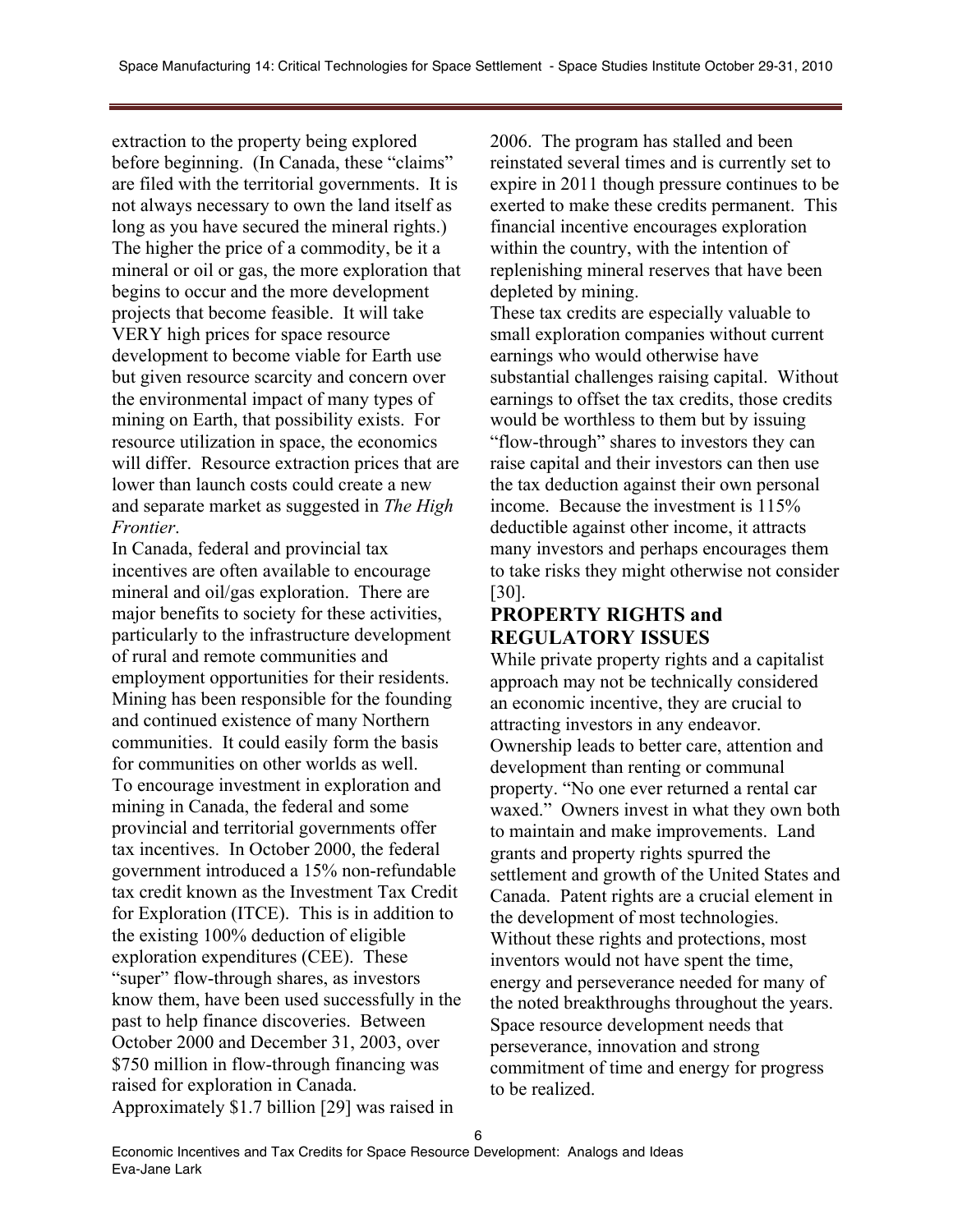extraction to the property being explored before beginning. (In Canada, these "claims" are filed with the territorial governments. It is not always necessary to own the land itself as long as you have secured the mineral rights.) The higher the price of a commodity, be it a mineral or oil or gas, the more exploration that begins to occur and the more development projects that become feasible. It will take VERY high prices for space resource development to become viable for Earth use but given resource scarcity and concern over the environmental impact of many types of mining on Earth, that possibility exists. For resource utilization in space, the economics will differ. Resource extraction prices that are lower than launch costs could create a new and separate market as suggested in *The High Frontier*.

In Canada, federal and provincial tax incentives are often available to encourage mineral and oil/gas exploration. There are major benefits to society for these activities, particularly to the infrastructure development of rural and remote communities and employment opportunities for their residents. Mining has been responsible for the founding and continued existence of many Northern communities. It could easily form the basis for communities on other worlds as well.

To encourage investment in exploration and mining in Canada, the federal and some provincial and territorial governments offer tax incentives. In October 2000, the federal government introduced a 15% non-refundable tax credit known as the Investment Tax Credit for Exploration (ITCE). This is in addition to the existing 100% deduction of eligible exploration expenditures (CEE). These "super" flow-through shares, as investors know them, have been used successfully in the past to help finance discoveries. Between October 2000 and December 31, 2003, over $750 million in flow-through financing was raised for exploration in Canada. Approximately $1.7 billion [29] was raised in 2006. The program has stalled and been reinstated several times and is currently set to expire in 2011 though pressure continues to be exerted to make these credits permanent. This financial incentive encourages exploration within the country, with the intention of replenishing mineral reserves that have been depleted by mining.

These tax credits are especially valuable to small exploration companies without current earnings who would otherwise have substantial challenges raising capital. Without earnings to offset the tax credits, those credits would be worthless to them but by issuing "flow-through" shares to investors they can raise capital and their investors can then use the tax deduction against their own personal income. Because the investment is 115% deductible against other income, it attracts many investors and perhaps encourages them to take risks they might otherwise not consider [30].

## PROPERTY RIGHTS and REGULATORY ISSUES

While private property rights and a capitalist approach may not be technically considered an economic incentive, they are crucial to attracting investors in any endeavor. Ownership leads to better care, attention and development than renting or communal property. "No one ever returned a rental car waxed." Owners invest in what they own both to maintain and make improvements. Land grants and property rights spurred the settlement and growth of the United States and Canada. Patent rights are a crucial element in the development of most technologies. Without these rights and protections, most inventors would not have spent the time, energy and perseverance needed for many of the noted breakthroughs throughout the years. Space resource development needs that perseverance, innovation and strong commitment of time and energy for progress to be realized.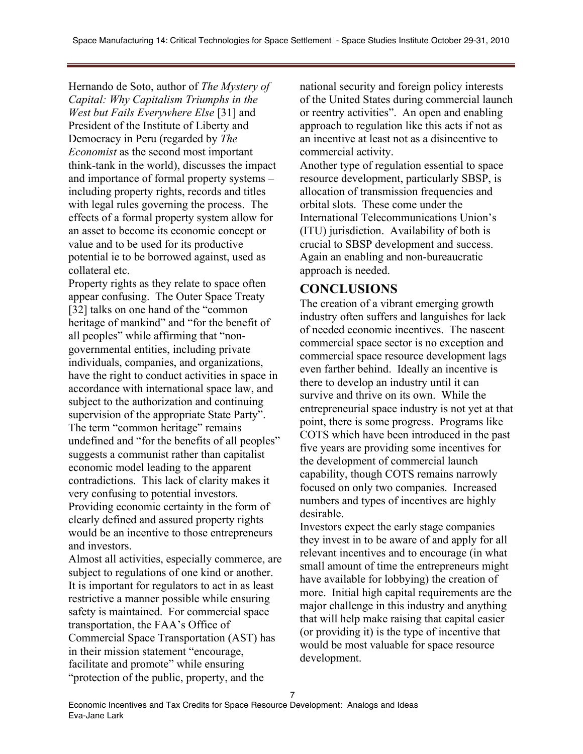Hernando de Soto, author of *The Mystery of Capital: Why Capitalism Triumphs in the West but Fails Everywhere Else* [31] and President of the Institute of Liberty and Democracy in Peru (regarded by *The Economist* as the second most important think-tank in the world), discusses the impact and importance of formal property systems – including property rights, records and titles with legal rules governing the process. The effects of a formal property system allow for an asset to become its economic concept or value and to be used for its productive potential ie to be borrowed against, used as collateral etc.

Property rights as they relate to space often appear confusing. The Outer Space Treaty [32] talks on one hand of the "common heritage of mankind" and "for the benefit of all peoples" while affirming that "non-governmental entities, including private individuals, companies, and organizations, have the right to conduct activities in space in accordance with international space law, and subject to the authorization and continuing supervision of the appropriate State Party". The term "common heritage" remains undefined and "for the benefits of all peoples" suggests a communist rather than capitalist economic model leading to the apparent contradictions. This lack of clarity makes it very confusing to potential investors. Providing economic certainty in the form of clearly defined and assured property rights would be an incentive to those entrepreneurs and investors.

Almost all activities, especially commerce, are subject to regulations of one kind or another. It is important for regulators to act in as least restrictive a manner possible while ensuring safety is maintained. For commercial space transportation, the FAA's Office of Commercial Space Transportation (AST) has in their mission statement "encourage, facilitate and promote" while ensuring "protection of the public, property, and the national security and foreign policy interests of the United States during commercial launch or reentry activities". An open and enabling approach to regulation like this acts if not as an incentive at least not as a disincentive to commercial activity.

Another type of regulation essential to space resource development, particularly SBSP, is allocation of transmission frequencies and orbital slots. These come under the International Telecommunications Union's (ITU) jurisdiction. Availability of both is crucial to SBSP development and success. Again an enabling and non-bureaucratic approach is needed.

## CONCLUSIONS

The creation of a vibrant emerging growth industry often suffers and languishes for lack of needed economic incentives. The nascent commercial space sector is no exception and commercial space resource development lags even farther behind. Ideally an incentive is there to develop an industry until it can survive and thrive on its own. While the entrepreneurial space industry is not yet at that point, there is some progress. Programs like COTS which have been introduced in the past five years are providing some incentives for the development of commercial launch capability, though COTS remains narrowly focused on only two companies. Increased numbers and types of incentives are highly desirable.

Investors expect the early stage companies they invest in to be aware of and apply for all relevant incentives and to encourage (in what small amount of time the entrepreneurs might have available for lobbying) the creation of more. Initial high capital requirements are the major challenge in this industry and anything that will help make raising that capital easier (or providing it) is the type of incentive that would be most valuable for space resource development.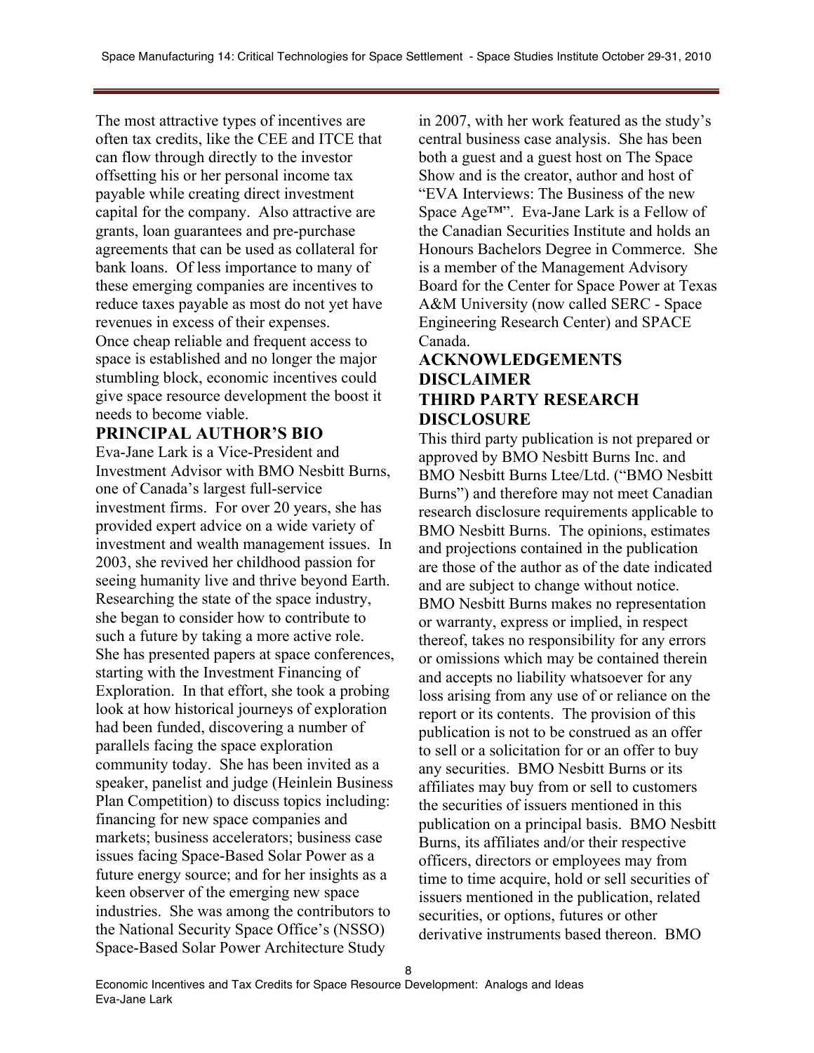The most attractive types of incentives are often tax credits, like the CEE and ITCE that can flow through directly to the investor offsetting his or her personal income tax payable while creating direct investment capital for the company. Also attractive are grants, loan guarantees and pre-purchase agreements that can be used as collateral for bank loans. Of less importance to many of these emerging companies are incentives to reduce taxes payable as most do not yet have revenues in excess of their expenses.

Once cheap reliable and frequent access to space is established and no longer the major stumbling block, economic incentives could give space resource development the boost it needs to become viable.

## PRINCIPAL AUTHOR'S BIO

Eva-Jane Lark is a Vice-President and Investment Advisor with BMO Nesbitt Burns, one of Canada's largest full-service investment firms. For over 20 years, she has provided expert advice on a wide variety of investment and wealth management issues. In 2003, she revived her childhood passion for seeing humanity live and thrive beyond Earth. Researching the state of the space industry, she began to consider how to contribute to such a future by taking a more active role. She has presented papers at space conferences, starting with the Investment Financing of Exploration. In that effort, she took a probing look at how historical journeys of exploration had been funded, discovering a number of parallels facing the space exploration community today. She has been invited as a speaker, panelist and judge (Heinlein Business Plan Competition) to discuss topics including: financing for new space companies and markets; business accelerators; business case issues facing Space-Based Solar Power as a future energy source; and for her insights as a keen observer of the emerging new space industries. She was among the contributors to the National Security Space Office's (NSSO) Space-Based Solar Power Architecture Study in 2007, with her work featured as the study's central business case analysis. She has been both a guest and a guest host on The Space Show and is the creator, author and host of "EVA Interviews: The Business of the new Space Age™". Eva-Jane Lark is a Fellow of the Canadian Securities Institute and holds an Honours Bachelors Degree in Commerce. She is a member of the Management Advisory Board for the Center for Space Power at Texas A&M University (now called SERC - Space Engineering Research Center) and SPACE Canada.

## ACKNOWLEDGEMENTS

## DISCLAIMER

## THIRD PARTY RESEARCH DISCLOSURE

This third party publication is not prepared or approved by BMO Nesbitt Burns Inc. and BMO Nesbitt Burns Ltee/Ltd. ("BMO Nesbitt Burns") and therefore may not meet Canadian research disclosure requirements applicable to BMO Nesbitt Burns. The opinions, estimates and projections contained in the publication are those of the author as of the date indicated and are subject to change without notice. BMO Nesbitt Burns makes no representation or warranty, express or implied, in respect thereof, takes no responsibility for any errors or omissions which may be contained therein and accepts no liability whatsoever for any loss arising from any use of or reliance on the report or its contents. The provision of this publication is not to be construed as an offer to sell or a solicitation for or an offer to buy any securities. BMO Nesbitt Burns or its affiliates may buy from or sell to customers the securities of issuers mentioned in this publication on a principal basis. BMO Nesbitt Burns, its affiliates and/or their respective officers, directors or employees may from time to time acquire, hold or sell securities of issuers mentioned in the publication, related securities, or options, futures or other derivative instruments based thereon. BMO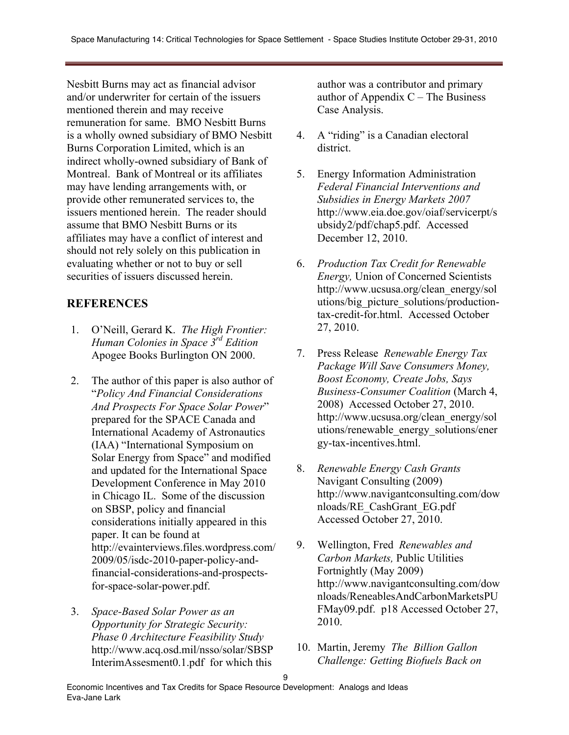Nesbitt Burns may act as financial advisor and/or underwriter for certain of the issuers mentioned therein and may receive remuneration for same. BMO Nesbitt Burns is a wholly owned subsidiary of BMO Nesbitt Burns Corporation Limited, which is an indirect wholly-owned subsidiary of Bank of Montreal. Bank of Montreal or its affiliates may have lending arrangements with, or provide other remunerated services to, the issuers mentioned herein. The reader should assume that BMO Nesbitt Burns or its affiliates may have a conflict of interest and should not rely solely on this publication in evaluating whether or not to buy or sell securities of issuers discussed herein.

## REFERENCES

1. O'Neill, Gerard K. *The High Frontier: Human Colonies in Space 3rd Edition* Apogee Books Burlington ON 2000.

2. The author of this paper is also author of "*Policy And Financial Considerations And Prospects For Space Solar Power*" prepared for the SPACE Canada and International Academy of Astronautics (IAA) "International Symposium on Solar Energy from Space" and modified and updated for the International Space Development Conference in May 2010 in Chicago IL. Some of the discussion on SBSP, policy and financial considerations initially appeared in this paper. It can be found at http://evainterviews.files.wordpress.com/2009/05/isdc-2010-paper-policy-and-financial-considerations-and-prospects-for-space-solar-power.pdf.

3. *Space-Based Solar Power as an Opportunity for Strategic Security: Phase 0 Architecture Feasibility Study* http://www.acq.osd.mil/nsso/solar/SBSPInterimAssesment0.1.pdf for which this author was a contributor and primary author of Appendix C – The Business Case Analysis.

4. A "riding" is a Canadian electoral district.

5. Energy Information Administration *Federal Financial Interventions and Subsidies in Energy Markets 2007* http://www.eia.doe.gov/oiaf/servicerpt/subsidy2/pdf/chap5.pdf. Accessed December 12, 2010.

6. *Production Tax Credit for Renewable Energy,* Union of Concerned Scientists http://www.ucsusa.org/clean_energy/solutions/big_picture_solutions/production-tax-credit-for.html. Accessed October 27, 2010.

7. Press Release *Renewable Energy Tax Package Will Save Consumers Money, Boost Economy, Create Jobs, Says Business-Consumer Coalition* (March 4, 2008) Accessed October 27, 2010. http://www.ucsusa.org/clean_energy/solutions/renewable_energy_solutions/energy-tax-incentives.html.

8. *Renewable Energy Cash Grants* Navigant Consulting (2009) http://www.navigantconsulting.com/downloads/RE_CashGrant_EG.pdf Accessed October 27, 2010.

9. Wellington, Fred *Renewables and Carbon Markets,* Public Utilities Fortnightly (May 2009) http://www.navigantconsulting.com/downloads/ReneablesAndCarbonMarketsPUFMay09.pdf. p18 Accessed October 27, 2010.

10. Martin, Jeremy *The Billion Gallon Challenge: Getting Biofuels Back on*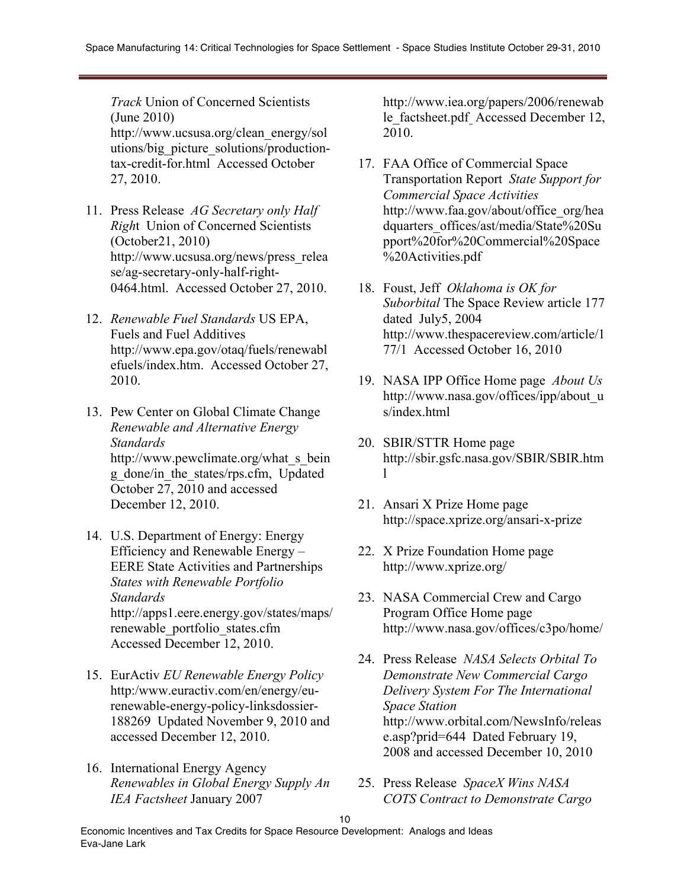*Track* Union of Concerned Scientists (June 2010) http://www.ucsusa.org/clean_energy/solutions/big_picture_solutions/production-tax-credit-for.html Accessed October 27, 2010.

11. Press Release *AG Secretary only Half Righ*t Union of Concerned Scientists (October21, 2010) http://www.ucsusa.org/news/press_release/ag-secretary-only-half-right-0464.html. Accessed October 27, 2010.

12. *Renewable Fuel Standards* US EPA, Fuels and Fuel Additives http://www.epa.gov/otaq/fuels/renewablefuels/index.htm. Accessed October 27, 2010.

13. Pew Center on Global Climate Change *Renewable and Alternative Energy Standards* http://www.pewclimate.org/what_s_being_done/in_the_states/rps.cfm, Updated October 27, 2010 and accessed December 12, 2010.

14. U.S. Department of Energy: Energy Efficiency and Renewable Energy – EERE State Activities and Partnerships *States with Renewable Portfolio Standards* http://apps1.eere.energy.gov/states/maps/renewable_portfolio_states.cfm Accessed December 12, 2010.

15. EurActiv *EU Renewable Energy Policy* http:/www.euractiv.com/en/energy/eu-renewable-energy-policy-linksdossier-188269 Updated November 9, 2010 and accessed December 12, 2010.

16. International Energy Agency *Renewables in Global Energy Supply An IEA Factsheet* January 2007 http://www.iea.org/papers/2006/renewable_factsheet.pdf Accessed December 12, 2010.

17. FAA Office of Commercial Space Transportation Report *State Support for Commercial Space Activities* http://www.faa.gov/about/office_org/headquarters_offices/ast/media/State%20Support%20for%20Commercial%20Space%20Activities.pdf

18. Foust, Jeff *Oklahoma is OK for Suborbital* The Space Review article 177 dated July5, 2004 http://www.thespacereview.com/article/177/1 Accessed October 16, 2010

19. NASA IPP Office Home page *About Us* http://www.nasa.gov/offices/ipp/about_us/index.html

20. SBIR/STTR Home page http://sbir.gsfc.nasa.gov/SBIR/SBIR.html

21. Ansari X Prize Home page http://space.xprize.org/ansari-x-prize

22. X Prize Foundation Home page http://www.xprize.org/

23. NASA Commercial Crew and Cargo Program Office Home page http://www.nasa.gov/offices/c3po/home/

24. Press Release *NASA Selects Orbital To Demonstrate New Commercial Cargo Delivery System For The International Space Station* http://www.orbital.com/NewsInfo/release.asp?prid=644 Dated February 19, 2008 and accessed December 10, 2010

25. Press Release *SpaceX Wins NASA COTS Contract to Demonstrate Cargo*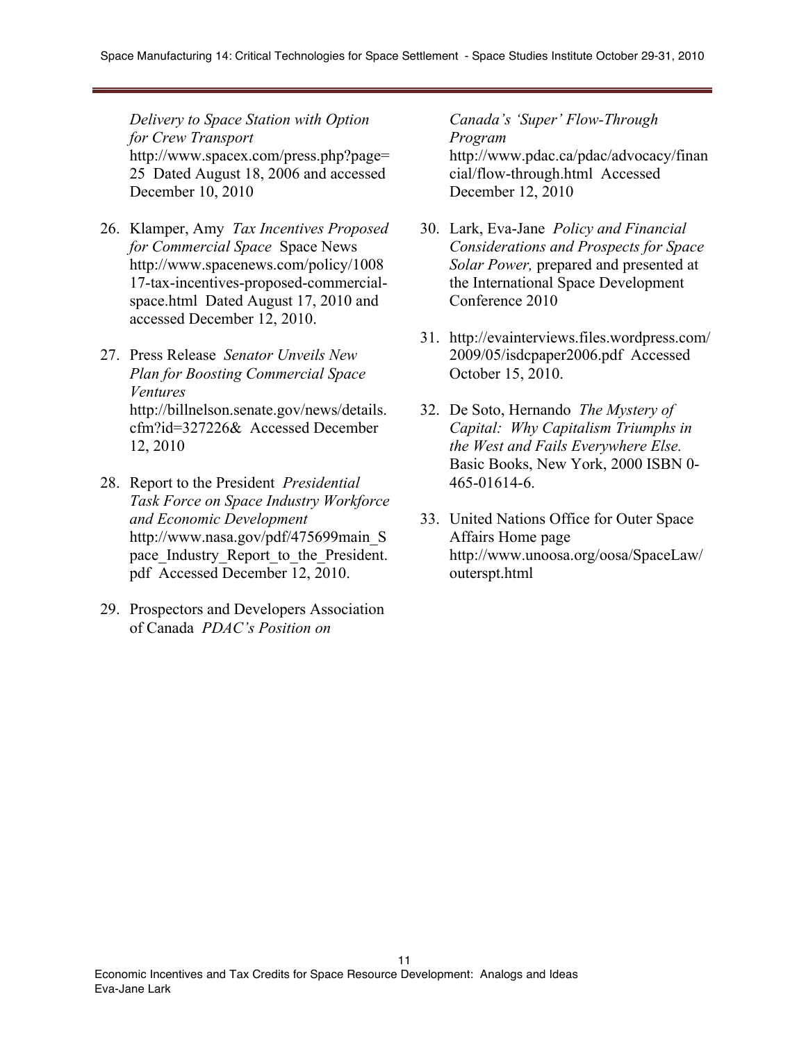*Delivery to Space Station with Option for Crew Transport* http://www.spacex.com/press.php?page=25 Dated August 18, 2006 and accessed December 10, 2010

26. Klamper, Amy *Tax Incentives Proposed for Commercial Space* Space News http://www.spacenews.com/policy/100817-tax-incentives-proposed-commercial-space.html Dated August 17, 2010 and accessed December 12, 2010.

27. Press Release *Senator Unveils New Plan for Boosting Commercial Space Ventures* http://billnelson.senate.gov/news/details.cfm?id=327226& Accessed December 12, 2010

28. Report to the President *Presidential Task Force on Space Industry Workforce and Economic Development* http://www.nasa.gov/pdf/475699main_Space_Industry_Report_to_the_President.pdf Accessed December 12, 2010.

29. Prospectors and Developers Association of Canada *PDAC's Position on Canada's 'Super' Flow-Through Program* http://www.pdac.ca/pdac/advocacy/financial/flow-through.html Accessed December 12, 2010

30. Lark, Eva-Jane *Policy and Financial Considerations and Prospects for Space Solar Power,* prepared and presented at the International Space Development Conference 2010

31. http://evainterviews.files.wordpress.com/2009/05/isdcpaper2006.pdf Accessed October 15, 2010.

32. De Soto, Hernando *The Mystery of Capital: Why Capitalism Triumphs in the West and Fails Everywhere Else.* Basic Books, New York, 2000 ISBN 0-465-01614-6.

33. United Nations Office for Outer Space Affairs Home page http://www.unoosa.org/oosa/SpaceLaw/outerspt.html